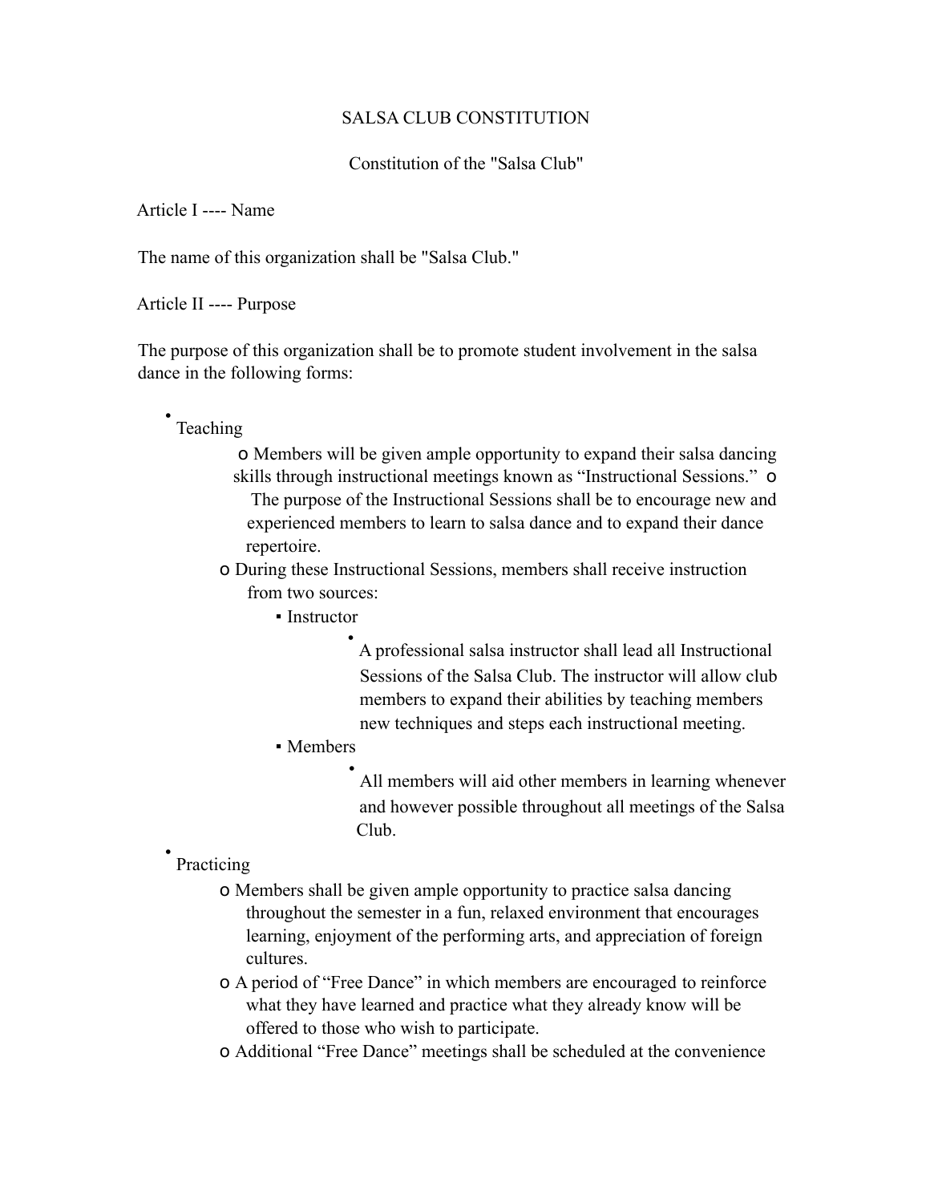# SALSA CLUB CONSTITUTION

## Constitution of the "Salsa Club"

### Article I ---- Name

The name of this organization shall be "Salsa Club."

### Article II ---- Purpose

The purpose of this organization shall be to promote student involvement in the salsa dance in the following forms:

- Teaching
    - Members will be given ample opportunity to expand their salsa dancing skills through instructional meetings known as "Instructional Sessions."
    - The purpose of the Instructional Sessions shall be to encourage new and experienced members to learn to salsa dance and to expand their dance repertoire.
    - During these Instructional Sessions, members shall receive instruction from two sources:
        - Instructor
            - A professional salsa instructor shall lead all Instructional Sessions of the Salsa Club. The instructor will allow club members to expand their abilities by teaching members new techniques and steps each instructional meeting.
        - Members
            - All members will aid other members in learning whenever and however possible throughout all meetings of the Salsa Club.
- Practicing
    - Members shall be given ample opportunity to practice salsa dancing throughout the semester in a fun, relaxed environment that encourages learning, enjoyment of the performing arts, and appreciation of foreign cultures.
    - A period of "Free Dance" in which members are encouraged to reinforce what they have learned and practice what they already know will be offered to those who wish to participate.
    - Additional "Free Dance" meetings shall be scheduled at the convenience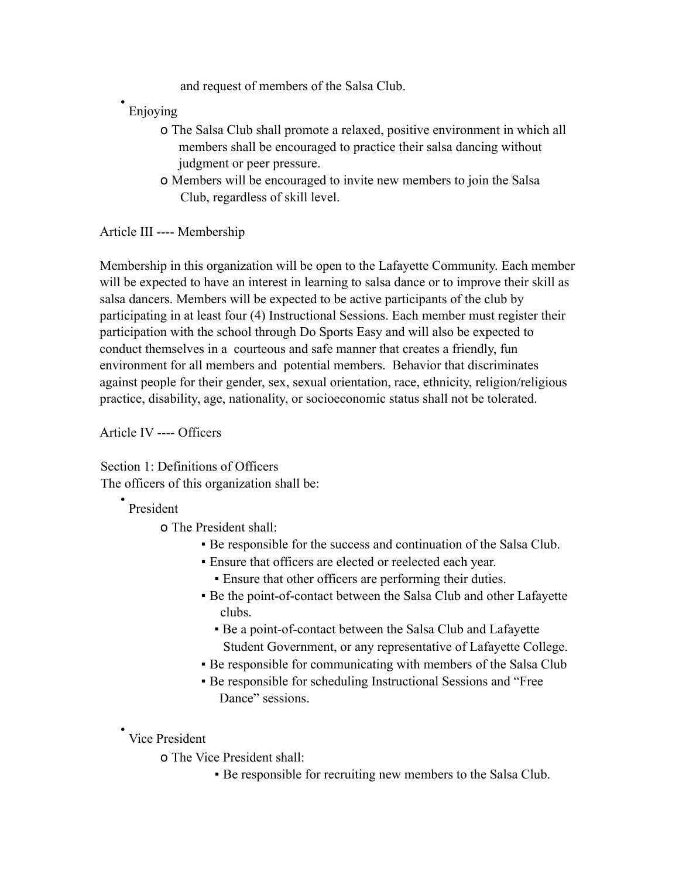and request of members of the Salsa Club.

- Enjoying
  - The Salsa Club shall promote a relaxed, positive environment in which all members shall be encouraged to practice their salsa dancing without judgment or peer pressure.
  - Members will be encouraged to invite new members to join the Salsa Club, regardless of skill level.

Article III ---- Membership

Membership in this organization will be open to the Lafayette Community. Each member will be expected to have an interest in learning to salsa dance or to improve their skill as salsa dancers. Members will be expected to be active participants of the club by participating in at least four (4) Instructional Sessions. Each member must register their participation with the school through Do Sports Easy and will also be expected to conduct themselves in a courteous and safe manner that creates a friendly, fun environment for all members and potential members. Behavior that discriminates against people for their gender, sex, sexual orientation, race, ethnicity, religion/religious practice, disability, age, nationality, or socioeconomic status shall not be tolerated.

Article IV ---- Officers

Section 1: Definitions of Officers
The officers of this organization shall be:

- President
  - The President shall:
    - Be responsible for the success and continuation of the Salsa Club.
    - Ensure that officers are elected or reelected each year.
    - Ensure that other officers are performing their duties.
    - Be the point-of-contact between the Salsa Club and other Lafayette clubs.
    - Be a point-of-contact between the Salsa Club and Lafayette Student Government, or any representative of Lafayette College.
    - Be responsible for communicating with members of the Salsa Club
    - Be responsible for scheduling Instructional Sessions and "Free Dance" sessions.

- Vice President
  - The Vice President shall:
    - Be responsible for recruiting new members to the Salsa Club.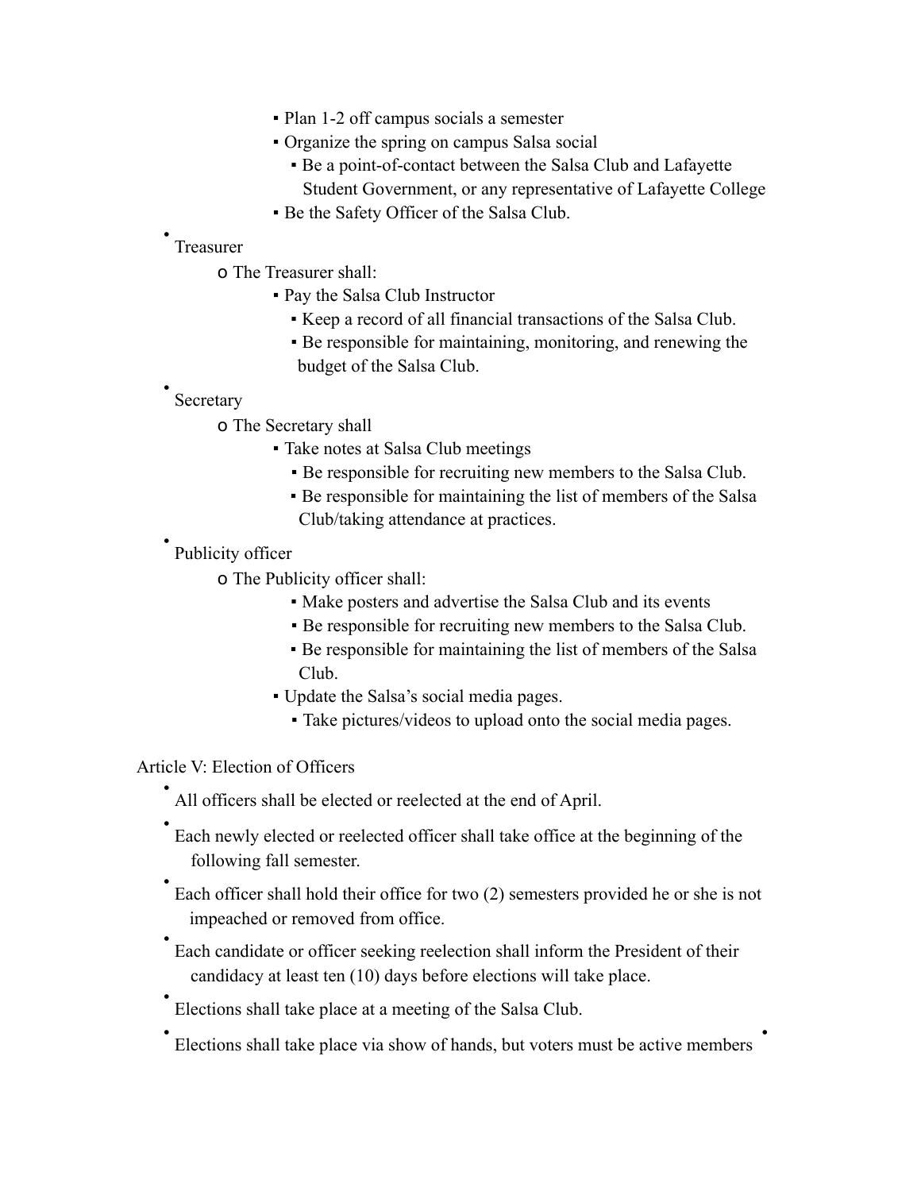- Plan 1-2 off campus socials a semester
    - Organize the spring on campus Salsa social
      - Be a point-of-contact between the Salsa Club and Lafayette Student Government, or any representative of Lafayette College
    - Be the Safety Officer of the Salsa Club.

- Treasurer
  - The Treasurer shall:
    - Pay the Salsa Club Instructor
      - Keep a record of all financial transactions of the Salsa Club.
      - Be responsible for maintaining, monitoring, and renewing the budget of the Salsa Club.

- Secretary
  - The Secretary shall
    - Take notes at Salsa Club meetings
      - Be responsible for recruiting new members to the Salsa Club.
      - Be responsible for maintaining the list of members of the Salsa Club/taking attendance at practices.

- Publicity officer
  - The Publicity officer shall:
      - Make posters and advertise the Salsa Club and its events
      - Be responsible for recruiting new members to the Salsa Club.
      - Be responsible for maintaining the list of members of the Salsa Club.
    - Update the Salsa's social media pages.
      - Take pictures/videos to upload onto the social media pages.

Article V: Election of Officers

- All officers shall be elected or reelected at the end of April.
- Each newly elected or reelected officer shall take office at the beginning of the following fall semester.
- Each officer shall hold their office for two (2) semesters provided he or she is not impeached or removed from office.
- Each candidate or officer seeking reelection shall inform the President of their candidacy at least ten (10) days before elections will take place.
- Elections shall take place at a meeting of the Salsa Club.
- Elections shall take place via show of hands, but voters must be active members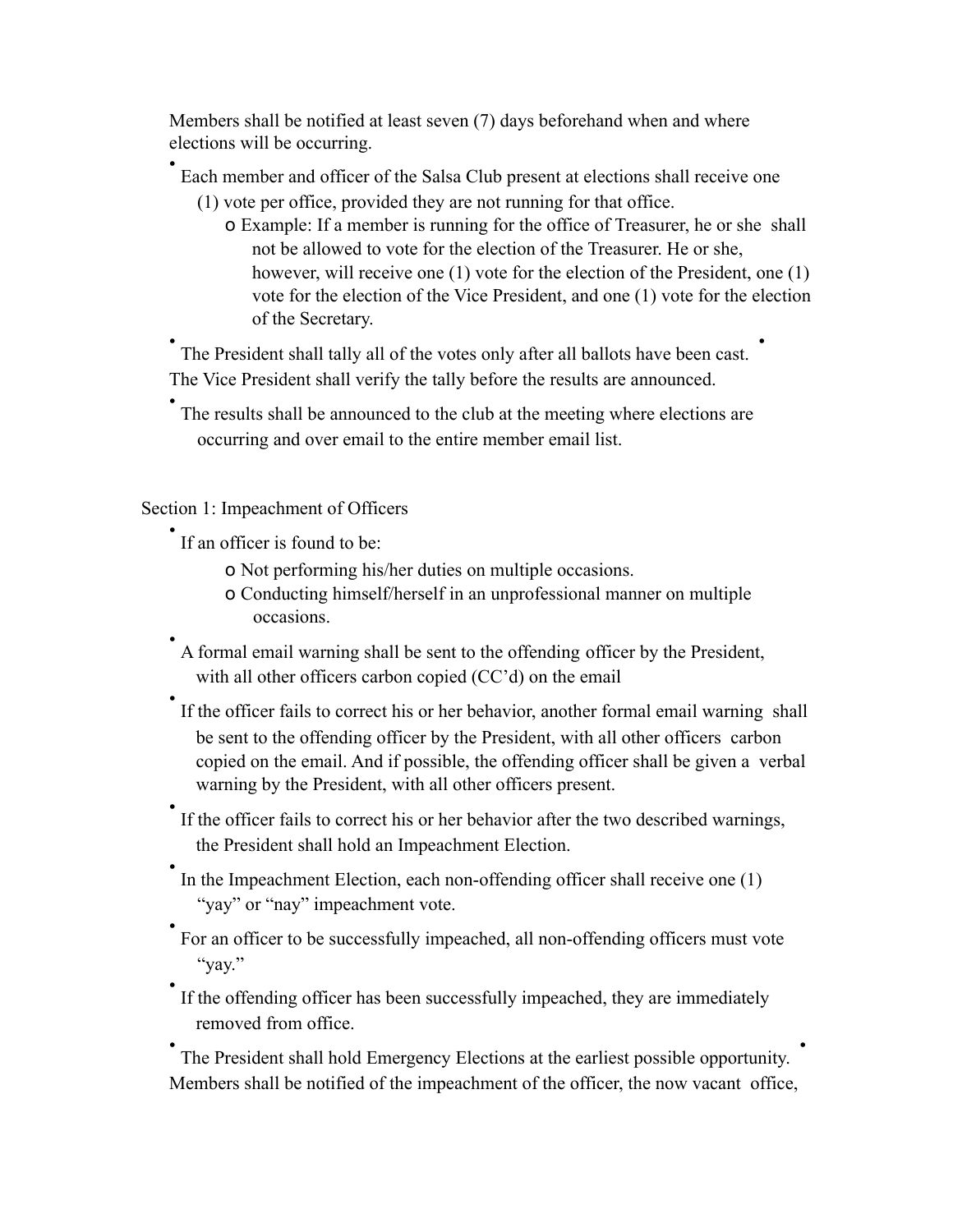Members shall be notified at least seven (7) days beforehand when and where elections will be occurring.

- Each member and officer of the Salsa Club present at elections shall receive one (1) vote per office, provided they are not running for that office.
  - Example: If a member is running for the office of Treasurer, he or she shall not be allowed to vote for the election of the Treasurer. He or she, however, will receive one (1) vote for the election of the President, one (1) vote for the election of the Vice President, and one (1) vote for the election of the Secretary.
- The President shall tally all of the votes only after all ballots have been cast.
- The Vice President shall verify the tally before the results are announced.
- The results shall be announced to the club at the meeting where elections are occurring and over email to the entire member email list.

Section 1: Impeachment of Officers

- If an officer is found to be:
  - Not performing his/her duties on multiple occasions.
  - Conducting himself/herself in an unprofessional manner on multiple occasions.
- A formal email warning shall be sent to the offending officer by the President, with all other officers carbon copied (CC'd) on the email
- If the officer fails to correct his or her behavior, another formal email warning shall be sent to the offending officer by the President, with all other officers carbon copied on the email. And if possible, the offending officer shall be given a verbal warning by the President, with all other officers present.
- If the officer fails to correct his or her behavior after the two described warnings, the President shall hold an Impeachment Election.
- In the Impeachment Election, each non-offending officer shall receive one (1) "yay" or "nay" impeachment vote.
- For an officer to be successfully impeached, all non-offending officers must vote "yay."
- If the offending officer has been successfully impeached, they are immediately removed from office.
- The President shall hold Emergency Elections at the earliest possible opportunity.
- Members shall be notified of the impeachment of the officer, the now vacant office,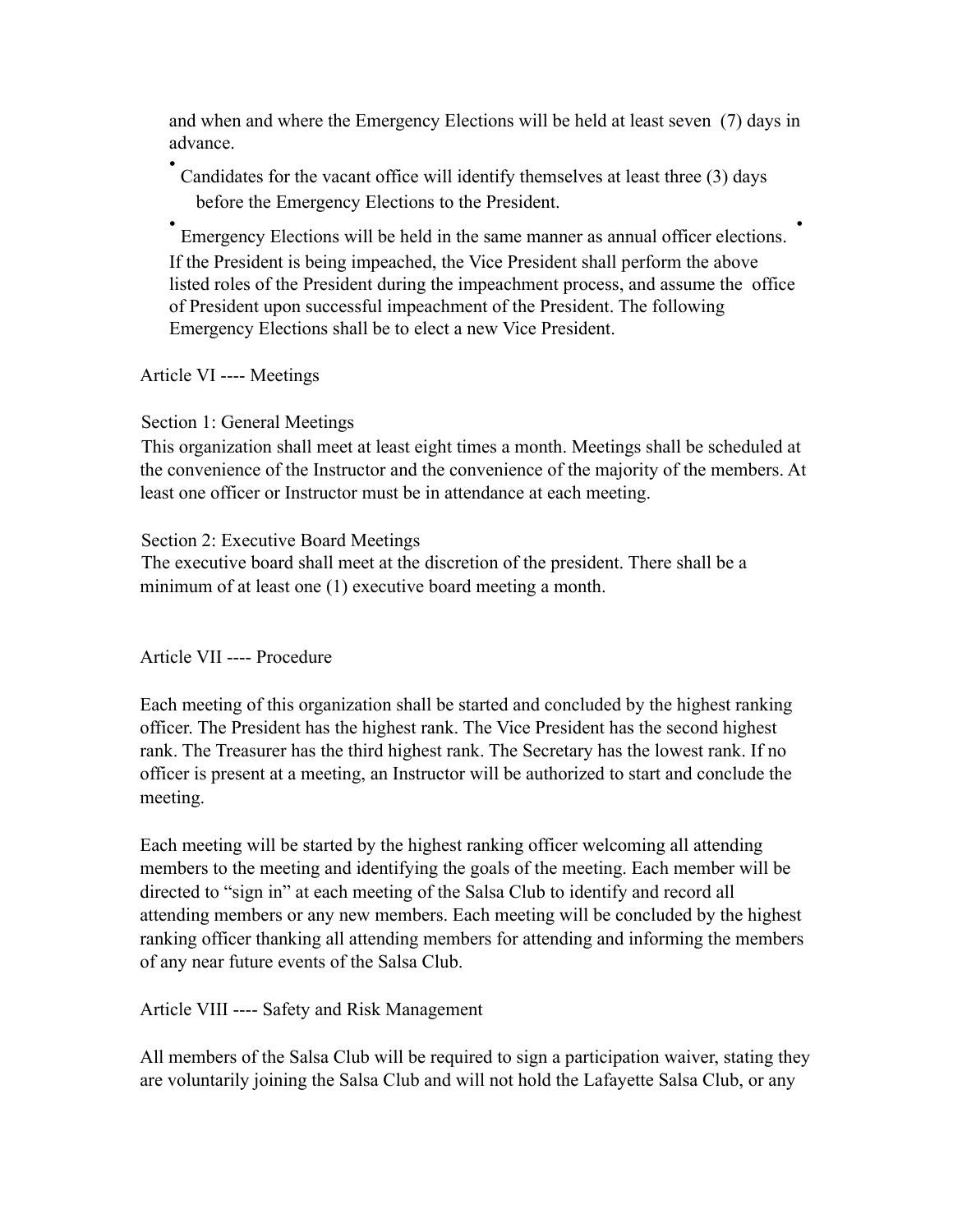and when and where the Emergency Elections will be held at least seven (7) days in advance.

- Candidates for the vacant office will identify themselves at least three (3) days before the Emergency Elections to the President.
- Emergency Elections will be held in the same manner as annual officer elections.
- If the President is being impeached, the Vice President shall perform the above listed roles of the President during the impeachment process, and assume the office of President upon successful impeachment of the President. The following Emergency Elections shall be to elect a new Vice President.

## Article VI ---- Meetings

### Section 1: General Meetings

This organization shall meet at least eight times a month. Meetings shall be scheduled at the convenience of the Instructor and the convenience of the majority of the members. At least one officer or Instructor must be in attendance at each meeting.

### Section 2: Executive Board Meetings

The executive board shall meet at the discretion of the president. There shall be a minimum of at least one (1) executive board meeting a month.

## Article VII ---- Procedure

Each meeting of this organization shall be started and concluded by the highest ranking officer. The President has the highest rank. The Vice President has the second highest rank. The Treasurer has the third highest rank. The Secretary has the lowest rank. If no officer is present at a meeting, an Instructor will be authorized to start and conclude the meeting.

Each meeting will be started by the highest ranking officer welcoming all attending members to the meeting and identifying the goals of the meeting. Each member will be directed to "sign in" at each meeting of the Salsa Club to identify and record all attending members or any new members. Each meeting will be concluded by the highest ranking officer thanking all attending members for attending and informing the members of any near future events of the Salsa Club.

## Article VIII ---- Safety and Risk Management

All members of the Salsa Club will be required to sign a participation waiver, stating they are voluntarily joining the Salsa Club and will not hold the Lafayette Salsa Club, or any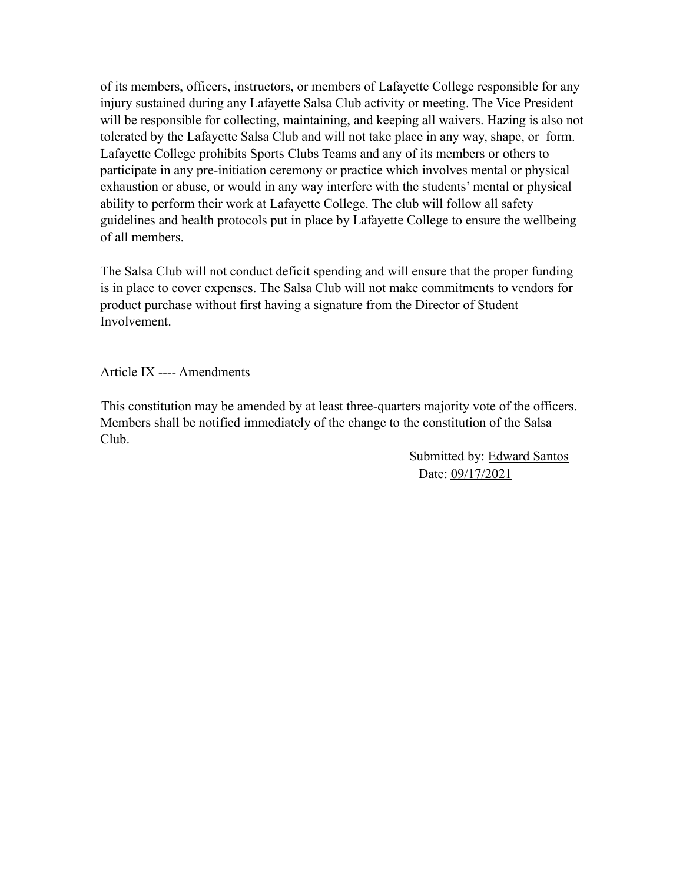of its members, officers, instructors, or members of Lafayette College responsible for any injury sustained during any Lafayette Salsa Club activity or meeting. The Vice President will be responsible for collecting, maintaining, and keeping all waivers. Hazing is also not tolerated by the Lafayette Salsa Club and will not take place in any way, shape, or form. Lafayette College prohibits Sports Clubs Teams and any of its members or others to participate in any pre-initiation ceremony or practice which involves mental or physical exhaustion or abuse, or would in any way interfere with the students' mental or physical ability to perform their work at Lafayette College. The club will follow all safety guidelines and health protocols put in place by Lafayette College to ensure the wellbeing of all members.

The Salsa Club will not conduct deficit spending and will ensure that the proper funding is in place to cover expenses. The Salsa Club will not make commitments to vendors for product purchase without first having a signature from the Director of Student Involvement.

## Article IX ---- Amendments

This constitution may be amended by at least three-quarters majority vote of the officers. Members shall be notified immediately of the change to the constitution of the Salsa Club.

Submitted by: Edward Santos
Date: 09/17/2021